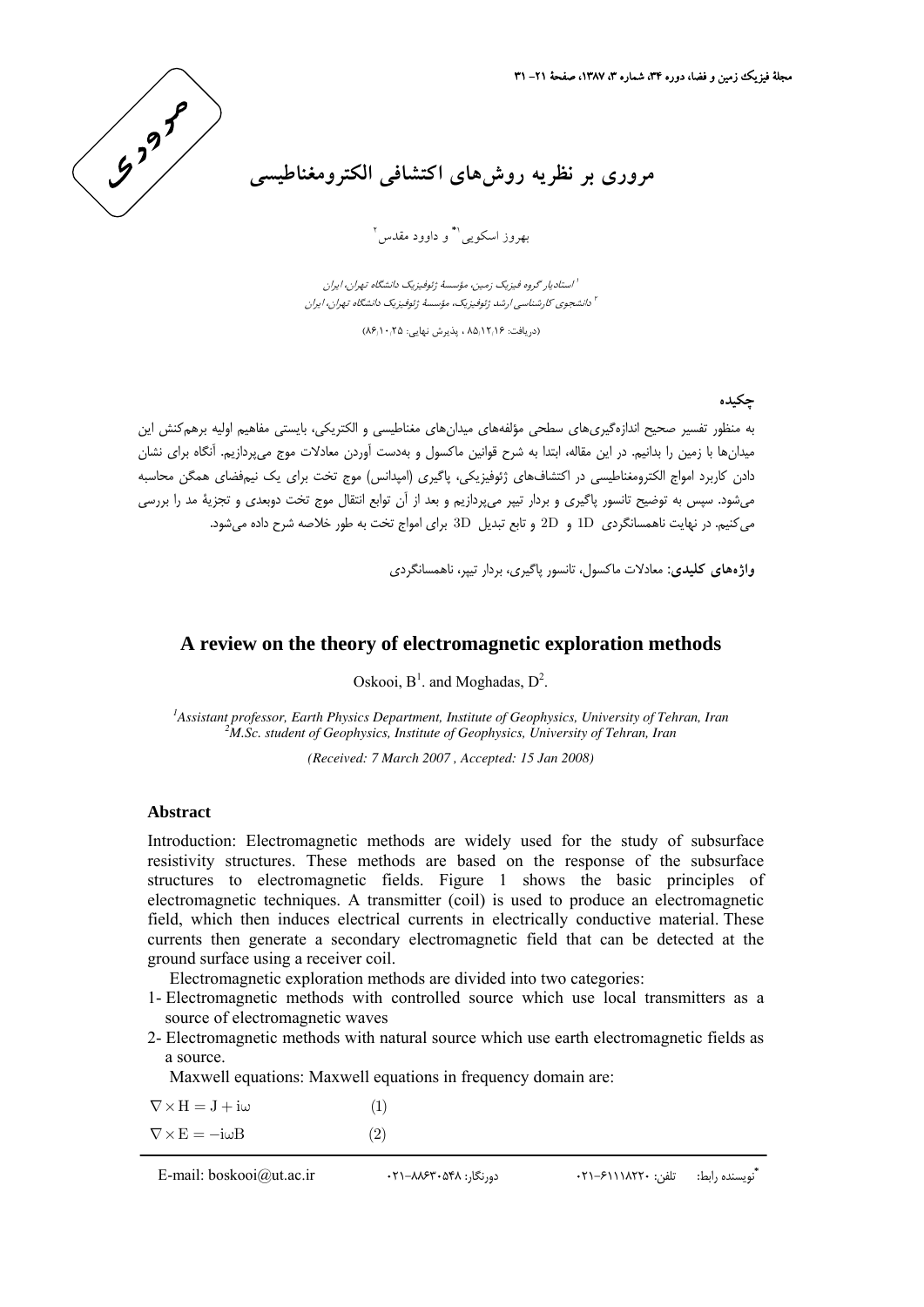مروری

# مروری بر نظریه روش‌های اکتشافی الکترومغناطیسی

بهروز اسکویی[1]* و داوود مقدس[2]

[1] استادیار گروه فیزیک زمین، مؤسسهٔ ژئوفیزیک دانشگاه تهران، ایران
[2] دانشجوی کارشناسی ارشد ژئوفیزیک، مؤسسهٔ ژئوفیزیک دانشگاه تهران، ایران

(دریافت: ۸۵/۱۲/۱۶ ، پذیرش نهایی: ۸۶/۱۰/۲۵)

## چکیده

به منظور تفسیر صحیح اندازه‌گیری‌های سطحی مؤلفه‌های میدان‌های مغناطیسی و الکتریکی، بایستی مفاهیم اولیه برهم‌کنش این میدان‌ها با زمین را بدانیم. در این مقاله، ابتدا به شرح قوانین ماکسول و به‌دست آوردن معادلات موج می‌پردازیم. آنگاه برای نشان دادن کاربرد امواج الکترومغناطیسی در اکتشاف‌های ژئوفیزیکی، پاگیری (امپدانس) موج تخت برای یک نیم‌فضای همگن محاسبه می‌شود. سپس به توضیح تانسور پاگیری و بردار تیپر می‌پردازیم و بعد از آن توابع انتقال موج تخت دوبعدی و تجزیهٔ مد را بررسی می‌کنیم. در نهایت ناهمسانگردی 1D و 2D و تابع تبدیل 3D برای امواج تخت به طور خلاصه شرح داده می‌شود.

**واژه‌های کلیدی:** معادلات ماکسول، تانسور پاگیری، بردار تیپر، ناهمسانگردی

# A review on the theory of electromagnetic exploration methods

Oskooi, B[1]. and Moghadas, D[2].

*[1]Assistant professor, Earth Physics Department, Institute of Geophysics, University of Tehran, Iran*
*[2]M.Sc. student of Geophysics, Institute of Geophysics, University of Tehran, Iran*

*(Received: 7 March 2007 , Accepted: 15 Jan 2008)*

## Abstract

Introduction: Electromagnetic methods are widely used for the study of subsurface resistivity structures. These methods are based on the response of the subsurface structures to electromagnetic fields. Figure 1 shows the basic principles of electromagnetic techniques. A transmitter (coil) is used to produce an electromagnetic field, which then induces electrical currents in electrically conductive material. These currents then generate a secondary electromagnetic field that can be detected at the ground surface using a receiver coil.

Electromagnetic exploration methods are divided into two categories:

1- Electromagnetic methods with controlled source which use local transmitters as a source of electromagnetic waves
2- Electromagnetic methods with natural source which use earth electromagnetic fields as a source.

Maxwell equations: Maxwell equations in frequency domain are:

$$\nabla \times H = J + i\omega \qquad (1)$$

$$\nabla \times E = -i\omega B \qquad (2)$$

E-mail: boskooi@ut.ac.ir    دورنگار: ۸۸۶۳۰۵۴۸-۰۲۱    *نویسنده رابط: تلفن: ۶۱۱۱۸۲۲۰-۰۲۱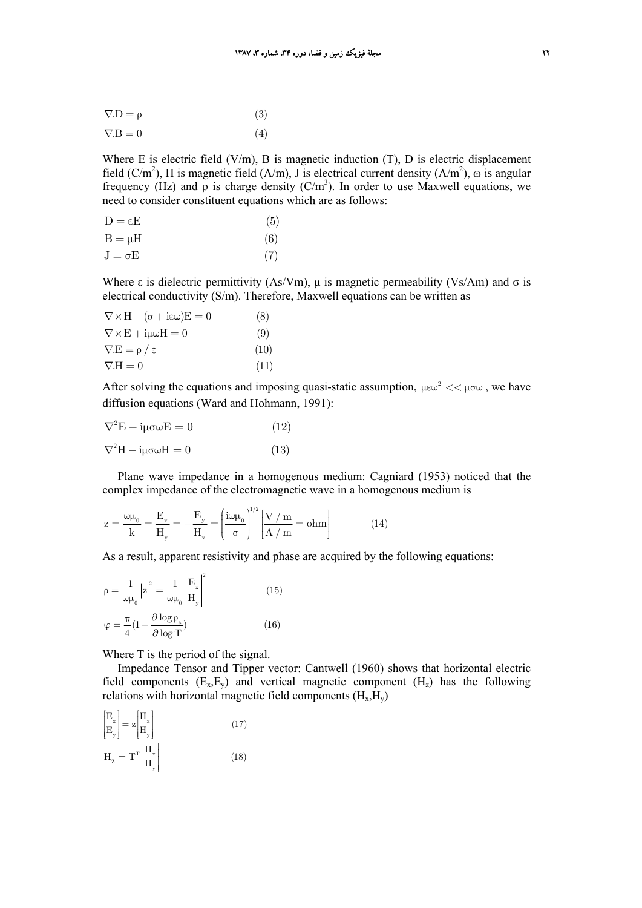$$\nabla . D = \rho \qquad (3)$$

$$\nabla . B = 0 \qquad (4)$$

Where E is electric field (V/m), B is magnetic induction (T), D is electric displacement field (C/m$^2$), H is magnetic field (A/m), J is electrical current density (A/m$^2$), ω is angular frequency (Hz) and ρ is charge density (C/m$^3$). In order to use Maxwell equations, we need to consider constituent equations which are as follows:

$$D = \varepsilon E \qquad (5)$$

$$B = \mu H \qquad (6)$$

$$J = \sigma E \qquad (7)$$

Where ε is dielectric permittivity (As/Vm), μ is magnetic permeability (Vs/Am) and σ is electrical conductivity (S/m). Therefore, Maxwell equations can be written as

$$\nabla \times H - (\sigma + i\varepsilon\omega)E = 0 \qquad (8)$$

$$\nabla \times E + i\mu\omega H = 0 \qquad (9)$$

$$\nabla . E = \rho / \varepsilon \qquad (10)$$

$$\nabla . H = 0 \qquad (11)$$

After solving the equations and imposing quasi-static assumption, $\mu\varepsilon\omega^2 << \mu\sigma\omega$, we have diffusion equations (Ward and Hohmann, 1991):

$$\nabla^2 E - i\mu\sigma\omega E = 0 \qquad (12)$$

$$\nabla^2 H - i\mu\sigma\omega H = 0 \qquad (13)$$

Plane wave impedance in a homogenous medium: Cagniard (1953) noticed that the complex impedance of the electromagnetic wave in a homogenous medium is

$$z = \frac{\omega\mu_0}{k} = \frac{E_x}{H_y} = -\frac{E_y}{H_x} = \left(\frac{i\omega\mu_0}{\sigma}\right)^{1/2} \left[\frac{V/m}{A/m} = \text{ohm}\right] \qquad (14)$$

As a result, apparent resistivity and phase are acquired by the following equations:

$$\rho = \frac{1}{\omega\mu_0}\left|z\right|^2 = \frac{1}{\omega\mu_0}\left|\frac{E_x}{H_y}\right|^2 \qquad (15)$$

$$\varphi = \frac{\pi}{4}\left(1 - \frac{\partial \log \rho_a}{\partial \log T}\right) \qquad (16)$$

Where T is the period of the signal.

Impedance Tensor and Tipper vector: Cantwell (1960) shows that horizontal electric field components ($E_x$,$E_y$) and vertical magnetic component ($H_z$) has the following relations with horizontal magnetic field components ($H_x$,$H_y$)

$$\begin{bmatrix} E_x \\ E_y \end{bmatrix} = z \begin{bmatrix} H_x \\ H_y \end{bmatrix} \qquad (17)$$

$$H_Z = T^T \begin{bmatrix} H_x \\ H_y \end{bmatrix} \qquad (18)$$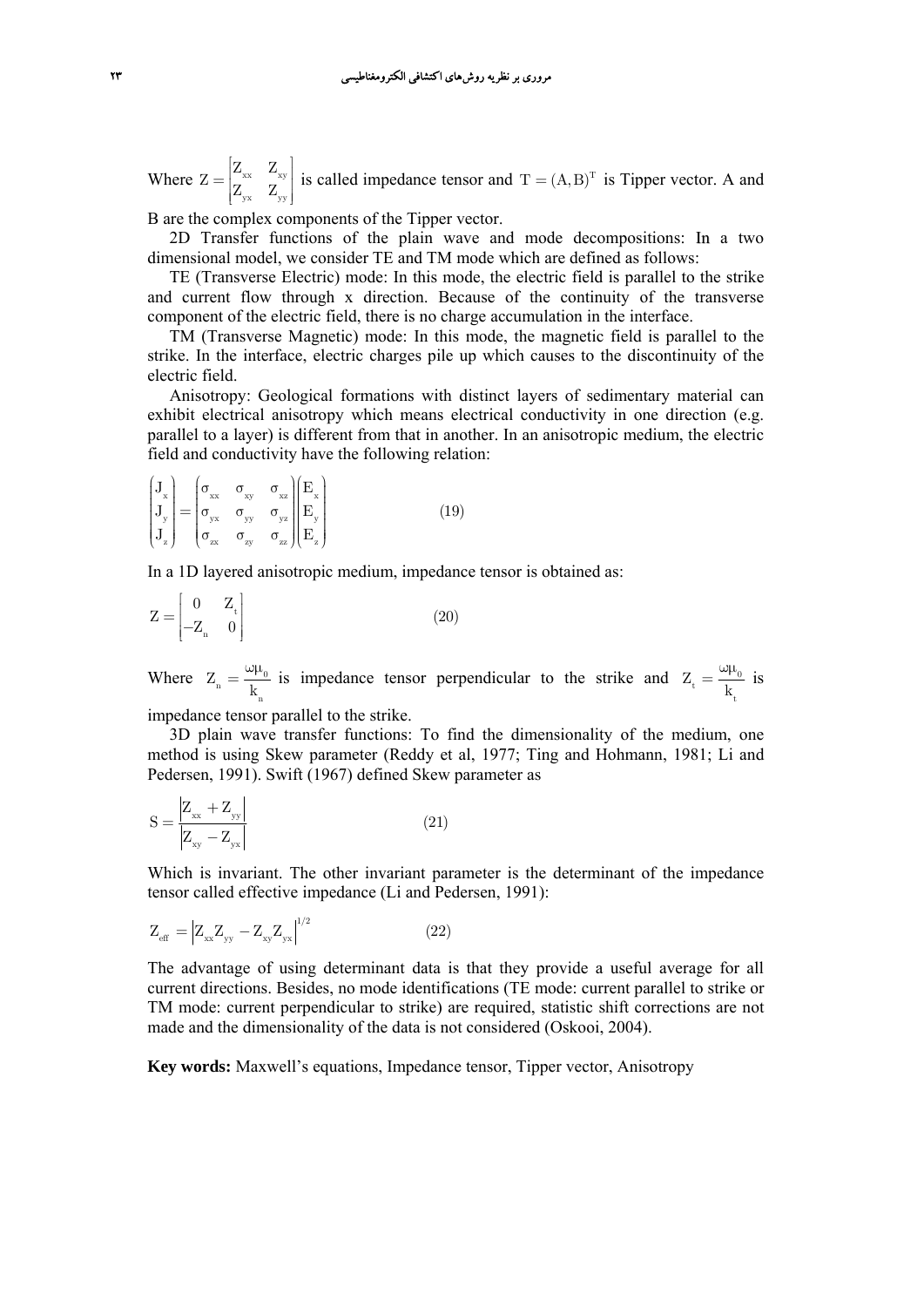Where $Z = \begin{bmatrix} Z_{xx} & Z_{xy} \\ Z_{yx} & Z_{yy} \end{bmatrix}$ is called impedance tensor and $T = (A, B)^T$ is Tipper vector. A and B are the complex components of the Tipper vector.

2D Transfer functions of the plain wave and mode decompositions: In a two dimensional model, we consider TE and TM mode which are defined as follows:

TE (Transverse Electric) mode: In this mode, the electric field is parallel to the strike and current flow through x direction. Because of the continuity of the transverse component of the electric field, there is no charge accumulation in the interface.

TM (Transverse Magnetic) mode: In this mode, the magnetic field is parallel to the strike. In the interface, electric charges pile up which causes to the discontinuity of the electric field.

Anisotropy: Geological formations with distinct layers of sedimentary material can exhibit electrical anisotropy which means electrical conductivity in one direction (e.g. parallel to a layer) is different from that in another. In an anisotropic medium, the electric field and conductivity have the following relation:

$$\begin{pmatrix} J_x \\ J_y \\ J_z \end{pmatrix} = \begin{pmatrix} \sigma_{xx} & \sigma_{xy} & \sigma_{xz} \\ \sigma_{yx} & \sigma_{yy} & \sigma_{yz} \\ \sigma_{zx} & \sigma_{zy} & \sigma_{zz} \end{pmatrix} \begin{pmatrix} E_x \\ E_y \\ E_z \end{pmatrix} \tag{19}$$

In a 1D layered anisotropic medium, impedance tensor is obtained as:

$$Z = \begin{bmatrix} 0 & Z_t \\ -Z_n & 0 \end{bmatrix} \tag{20}$$

Where $Z_n = \dfrac{\omega\mu_0}{k_n}$ is impedance tensor perpendicular to the strike and $Z_t = \dfrac{\omega\mu_0}{k_t}$ is impedance tensor parallel to the strike.

3D plain wave transfer functions: To find the dimensionality of the medium, one method is using Skew parameter (Reddy et al, 1977; Ting and Hohmann, 1981; Li and Pedersen, 1991). Swift (1967) defined Skew parameter as

$$S = \frac{|Z_{xx} + Z_{yy}|}{|Z_{xy} - Z_{yx}|} \tag{21}$$

Which is invariant. The other invariant parameter is the determinant of the impedance tensor called effective impedance (Li and Pedersen, 1991):

$$Z_{eff} = |Z_{xx}Z_{yy} - Z_{xy}Z_{yx}|^{1/2} \tag{22}$$

The advantage of using determinant data is that they provide a useful average for all current directions. Besides, no mode identifications (TE mode: current parallel to strike or TM mode: current perpendicular to strike) are required, statistic shift corrections are not made and the dimensionality of the data is not considered (Oskooi, 2004).

**Key words:** Maxwell's equations, Impedance tensor, Tipper vector, Anisotropy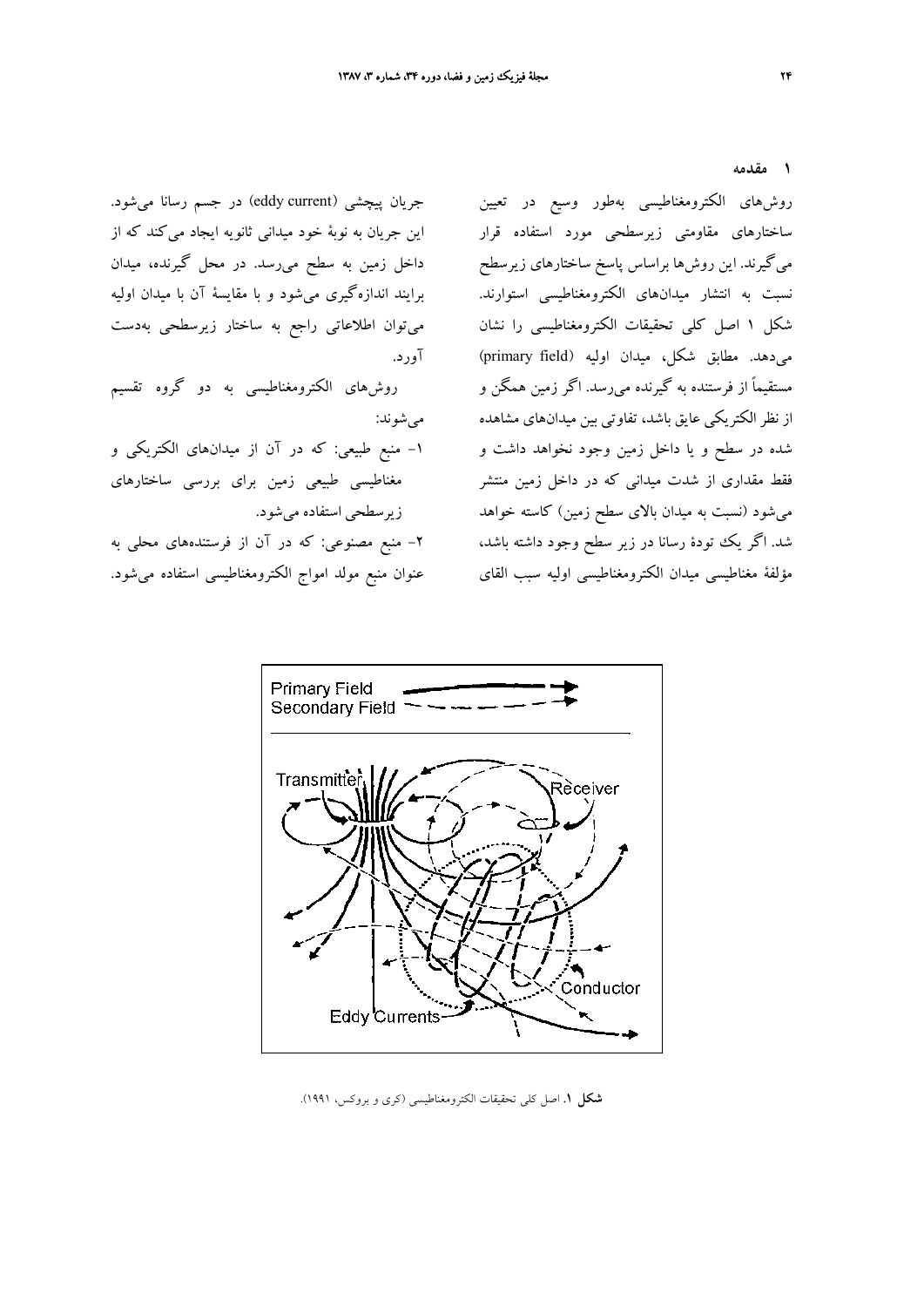## ۱ مقدمه

روش‌های الکترومغناطیسی به‌طور وسیع در تعیین ساختارهای مقاومتی زیرسطحی مورد استفاده قرار می‌گیرند. این روش‌ها براساس پاسخ ساختارهای زیرسطح نسبت به انتشار میدان‌های الکترومغناطیسی استوارند. شکل ۱ اصل کلی تحقیقات الکترومغناطیسی را نشان می‌دهد. مطابق شکل، میدان اولیه (primary field) مستقیماً از فرستنده به گیرنده می‌رسد. اگر زمین همگن و از نظر الکتریکی عایق باشد، تفاوتی بین میدان‌های مشاهده شده در سطح و یا داخل زمین وجود نخواهد داشت و فقط مقداری از شدت میدانی که در داخل زمین منتشر می‌شود (نسبت به میدان بالای سطح زمین) کاسته خواهد شد. اگر یک تودهٔ رسانا در زیر سطح وجود داشته باشد، مؤلفهٔ مغناطیسی میدان الکترومغناطیسی اولیه سبب القای جریان پیچشی (eddy current) در جسم رسانا می‌شود. این جریان به نوبهٔ خود میدانی ثانویه ایجاد می‌کند که از داخل زمین به سطح می‌رسد. در محل گیرنده، میدان برایند اندازه‌گیری می‌شود و با مقایسهٔ آن با میدان اولیه می‌توان اطلاعاتی راجع به ساختار زیرسطحی به‌دست آورد.

روش‌های الکترومغناطیسی به دو گروه تقسیم می‌شوند:

۱- منبع طبیعی: که در آن از میدان‌های الکتریکی و مغناطیسی طبیعی زمین برای بررسی ساختارهای زیرسطحی استفاده می‌شود.

۲- منبع مصنوعی: که در آن از فرستنده‌های محلی به عنوان منبع مولد امواج الکترومغناطیسی استفاده می‌شود.

Primary Field
Secondary Field
Transmitter
Receiver
Conductor
Eddy Currents

**شکل ۱.** اصل کلی تحقیقات الکترومغناطیسی (کری و بروکس، ۱۹۹۱).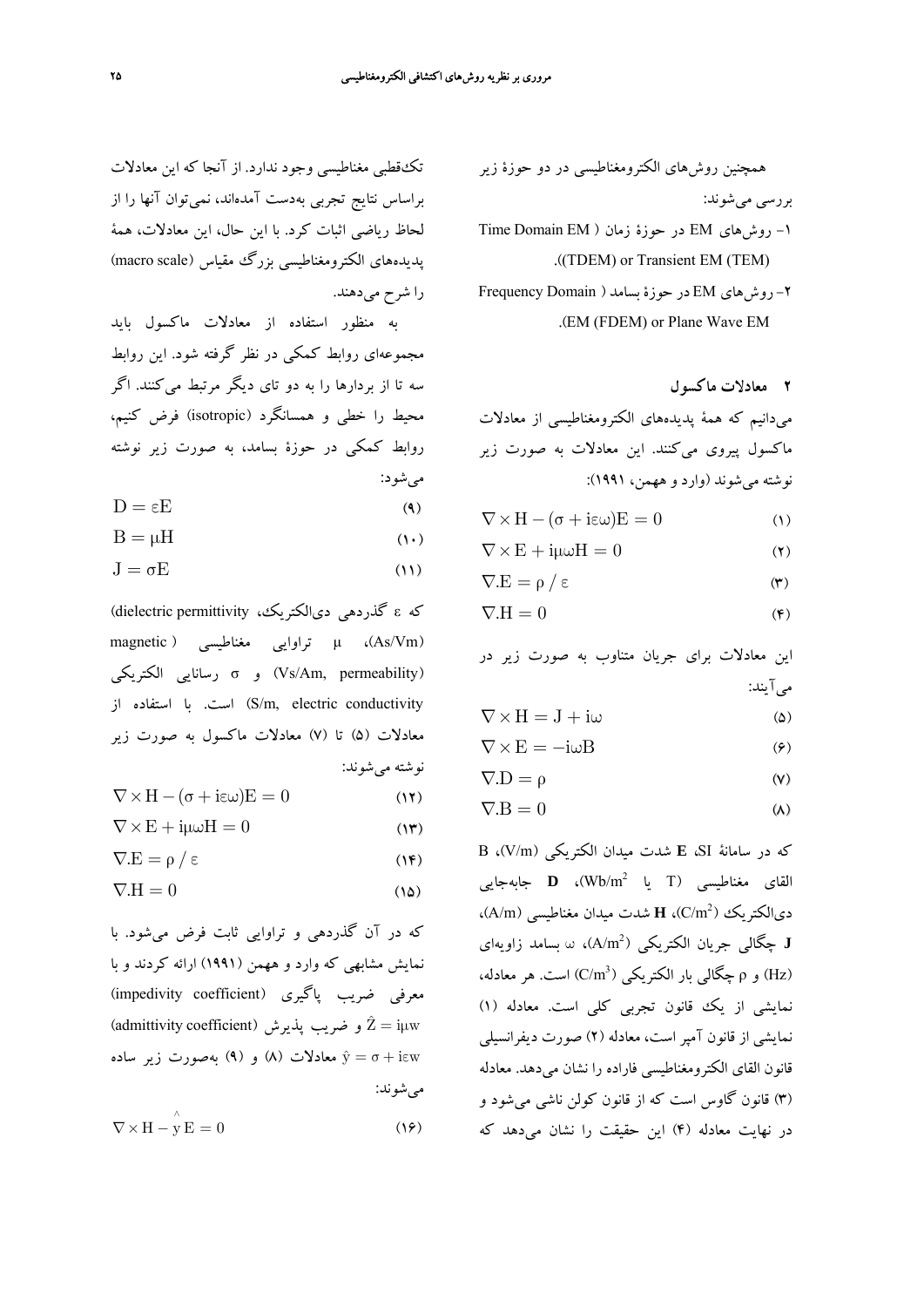همچنین روش‌های الکترومغناطیسی در دو حوزهٔ زیر بررسی می‌شوند:

۱- روش‌های EM در حوزهٔ زمان ( Time Domain EM (TDEM) or Transient EM (TEM)).

۲- روش‌های EM در حوزهٔ بسامد ( Frequency Domain EM (FDEM) or Plane Wave EM).

## ۲ معادلات ماکسول

می‌دانیم که همهٔ پدیده‌های الکترومغناطیسی از معادلات ماکسول پیروی می‌کنند. این معادلات به صورت زیر نوشته می‌شوند (وارد و ههمن، ۱۹۹۱):

$$\nabla \times H - (\sigma + i\varepsilon\omega)E = 0 \tag{1}$$

$$\nabla \times E + i\mu\omega H = 0 \tag{2}$$

$$\nabla . E = \rho / \varepsilon \tag{3}$$

$$\nabla . H = 0 \tag{4}$$

این معادلات برای جریان متناوب به صورت زیر در می‌آیند:

$$\nabla \times H = J + i\omega \tag{5}$$

$$\nabla \times E = -i\omega B \tag{6}$$

$$\nabla . D = \rho \tag{7}$$

$$\nabla . B = 0 \tag{8}$$

که در سامانهٔ SI، **E** شدت میدان الکتریکی (V/m)، B القای مغناطیسی ($Wb/m^2$ یا T)، **D** جابه‌جایی دی‌الکتریک ($C/m^2$)، **H** شدت میدان مغناطیسی (A/m)، **J** چگالی جریان الکتریکی ($A/m^2$)، ω بسامد زاویه‌ای (Hz) و ρ چگالی بار الکتریکی ($C/m^3$) است. هر معادله، نمایشی از یک قانون تجربی کلی است. معادله (۱) نمایشی از قانون آمپر است، معادله (۲) صورت دیفرانسیلی قانون القای الکترومغناطیسی فاراده را نشان می‌دهد. معادله (۳) قانون گاوس است که از قانون کولن ناشی می‌شود و در نهایت معادله (۴) این حقیقت را نشان می‌دهد که تک‌قطبی مغناطیسی وجود ندارد. از آنجا که این معادلات براساس نتایج تجربی به‌دست آمده‌اند، نمی‌توان آنها را از لحاظ ریاضی اثبات کرد. با این حال، این معادلات، همهٔ پدیده‌های الکترومغناطیسی بزرگ مقیاس (macro scale) را شرح می‌دهند.

به منظور استفاده از معادلات ماکسول باید مجموعه‌ای روابط کمکی در نظر گرفته شود. این روابط سه تا از بردارها را به دو تای دیگر مرتبط می‌کنند. اگر محیط را خطی و همسانگرد (isotropic) فرض کنیم، روابط کمکی در حوزهٔ بسامد، به صورت زیر نوشته می‌شود:

$$D = \varepsilon E \tag{9}$$

$$B = \mu H \tag{10}$$

$$J = \sigma E \tag{11}$$

که ε گذردهی دی‌الکتریک، (dielectric permittivity (As/Vm)، μ تراوایی مغناطیسی ( magnetic permeability, Vs/Am) و σ رسانایی الکتریکی (S/m, electric conductivity) است. با استفاده از معادلات (۵) تا (۷) معادلات ماکسول به صورت زیر نوشته می‌شوند:

$$\nabla \times H - (\sigma + i\varepsilon\omega)E = 0 \tag{12}$$

$$\nabla \times E + i\mu\omega H = 0 \tag{13}$$

$$\nabla . E = \rho / \varepsilon \tag{14}$$

$$\nabla . H = 0 \tag{15}$$

که در آن گذردهی و تراوایی ثابت فرض می‌شود. با نمایش مشابهی که وارد و ههمن (۱۹۹۱) ارائه کردند و با معرفی ضریب پاگیری (impedivity coefficient) $\hat{Z} = i\mu w$ و ضریب پذیرش (admittivity coefficient) $\hat{y} = \sigma + i\varepsilon w$ معادلات (۸) و (۹) به‌صورت زیر ساده می‌شوند:

$$\nabla \times H - \hat{y} E = 0 \tag{16}$$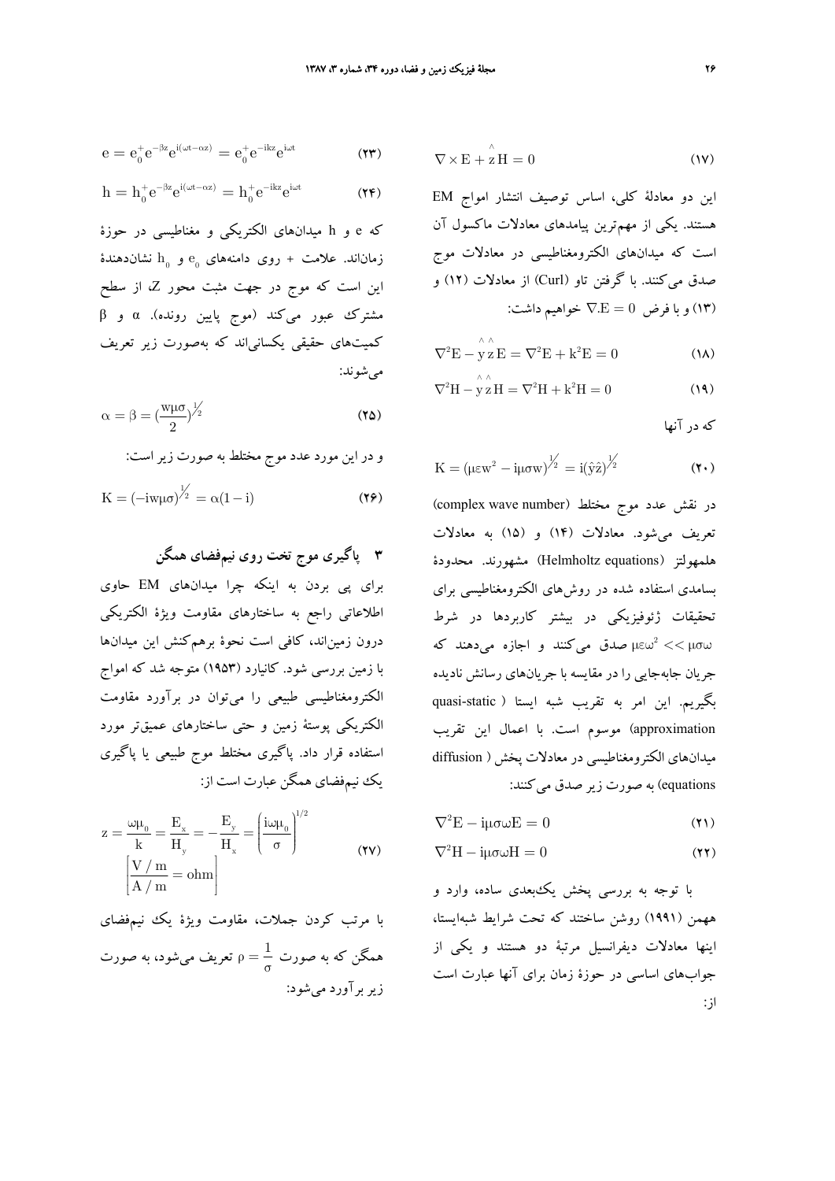$$\nabla \times E + \hat{z} H = 0 \tag{۱۷}$$

این دو معادلهٔ کلی، اساس توصیف انتشار امواج EM هستند. یکی از مهم‌ترین پیامدهای معادلات ماکسول آن است که میدان‌های الکترومغناطیسی در معادلات موج صدق می‌کنند. با گرفتن تاو (Curl) از معادلات (۱۲) و (۱۳) و با فرض $\nabla . E = 0$ خواهیم داشت:

$$\nabla^2 E - \hat{y}\hat{z} E = \nabla^2 E + k^2 E = 0 \tag{۱۸}$$

$$\nabla^2 H - \hat{y}\hat{z} H = \nabla^2 H + k^2 H = 0 \tag{۱۹}$$

که در آنها

$$K = (\mu \varepsilon w^2 - i \mu \sigma w)^{1/2} = i(\hat{y}\hat{z})^{1/2} \tag{۲۰}$$

در نقش عدد موج مختلط (complex wave number) تعریف می‌شود. معادلات (۱۴) و (۱۵) به معادلات هلمهولتز (Helmholtz equations) مشهورند. محدودهٔ بسامدی استفاده شده در روش‌های الکترومغناطیسی برای تحقیقات ژئوفیزیکی در بیشتر کاربردها در شرط $\mu \varepsilon \omega^2 << \mu \sigma \omega$ صدق می‌کنند و اجازه می‌دهند که جریان جابه‌جایی را در مقایسه با جریان‌های رسانش نادیده بگیریم. این امر به تقریب شبه ایستا ( quasi-static approximation) موسوم است. با اعمال این تقریب میدان‌های الکترومغناطیسی در معادلات پخش ( diffusion equations) به صورت زیر صدق می‌کنند:

$$\nabla^2 E - i \mu \sigma \omega E = 0 \tag{۲۱}$$

$$\nabla^2 H - i \mu \sigma \omega H = 0 \tag{۲۲}$$

با توجه به بررسی پخش یک‌بعدی ساده، وارد و همهن (۱۹۹۱) روشن ساختند که تحت شرایط شبه‌ایستا، اینها معادلات دیفرانسیل مرتبهٔ دو هستند و یکی از جواب‌های اساسی در حوزهٔ زمان برای آنها عبارت است از:

$$e = e_0^+ e^{-\beta z} e^{i(\omega t - \alpha z)} = e_0^+ e^{-ikz} e^{i\omega t} \tag{۲۳}$$

$$h = h_0^+ e^{-\beta z} e^{i(\omega t - \alpha z)} = h_0^+ e^{-ikz} e^{i\omega t} \tag{۲۴}$$

که e و h میدان‌های الکتریکی و مغناطیسی در حوزهٔ زمان‌اند. علامت + روی دامنه‌های $e_0$ و $h_0$ نشان‌دهندهٔ این است که موج در جهت مثبت محور Z، از سطح مشترک عبور می‌کند (موج پایین رونده). α و β کمیت‌های حقیقی یکسانی‌اند که به‌صورت زیر تعریف می‌شوند:

$$\alpha = \beta = \left(\frac{w \mu \sigma}{2}\right)^{1/2} \tag{۲۵}$$

و در این مورد عدد موج مختلط به صورت زیر است:

$$K = (-i w \mu \sigma)^{1/2} = \alpha(1 - i) \tag{۲۶}$$

## ۳ پاگیری موج تخت روی نیم‌فضای همگن

برای پی بردن به اینکه چرا میدان‌های EM حاوی اطلاعاتی راجع به ساختارهای مقاومت ویژهٔ الکتریکی درون زمین‌اند، کافی است نحوهٔ برهم‌کنش این میدان‌ها با زمین بررسی شود. کانیارد (۱۹۵۳) متوجه شد که امواج الکترومغناطیسی طبیعی را می‌توان در برآورد مقاومت الکتریکی پوستهٔ زمین و حتی ساختارهای عمیق‌تر مورد استفاده قرار داد. پاگیری مختلط موج طبیعی یا پاگیری یک نیم‌فضای همگن عبارت است از:

$$z = \frac{\omega \mu_0}{k} = \frac{E_x}{H_y} = -\frac{E_y}{H_x} = \left(\frac{i \omega \mu_0}{\sigma}\right)^{1/2} \qquad \left[\frac{V/m}{A/m} = \text{ohm}\right] \tag{۲۷}$$

با مرتب کردن جملات، مقاومت ویژهٔ یک نیم‌فضای همگن که به صورت $\rho = \frac{1}{\sigma}$ تعریف می‌شود، به صورت زیر برآورد می‌شود: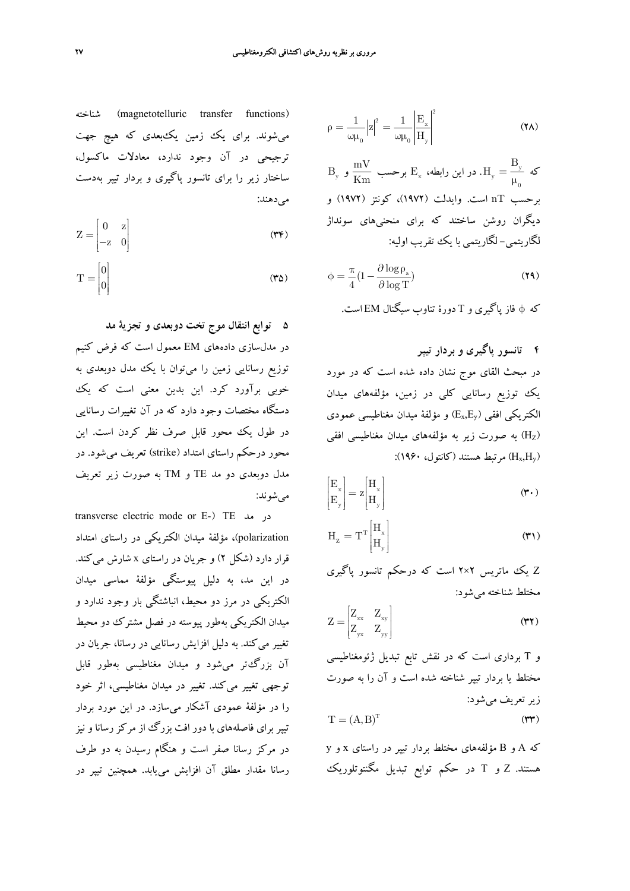$$\rho = \frac{1}{\omega\mu_0}\left|z\right|^2 = \frac{1}{\omega\mu_0}\left|\frac{E_x}{H_y}\right|^2 \tag{۲۸}$$

که $H_y = \frac{B_y}{\mu_0}$. در این رابطه، $E_x$ برحسب $\frac{mV}{Km}$ و $B_y$ برحسب nT است. وایدلت (۱۹۷۲)، کونتز (۱۹۷۲) و دیگران روشن ساختند که برای منحنی‌های سونداژ لگاریتمی- لگاریتمی با یک تقریب اولیه:

$$\phi = \frac{\pi}{4}\left(1 - \frac{\partial \log \rho_a}{\partial \log T}\right) \tag{۲۹}$$

که $\phi$ فاز پاگیری و T دورهٔ تناوب سیگنال EM است.

## ۴ تانسور پاگیری و بردار تیپر

در مبحث القای موج نشان داده شده است که در مورد یک توزیع رسانایی کلی در زمین، مؤلفه‌های میدان الکتریکی افقی $(E_x,E_y)$ و مؤلفهٔ میدان مغناطیسی عمودی $(H_Z)$ به صورت زیر به مؤلفه‌های میدان مغناطیسی افقی $(H_x,H_y)$ مرتبط هستند (کانتول، ۱۹۶۰):

$$\begin{bmatrix} E_x \\ E_y \end{bmatrix} = z\begin{bmatrix} H_x \\ H_y \end{bmatrix} \tag{۳۰}$$

$$H_Z = T^T\begin{bmatrix} H_x \\ H_y \end{bmatrix} \tag{۳۱}$$

Z یک ماتریس ۲×۲ است که درحکم تانسور پاگیری مختلط شناخته می‌شود:

$$Z = \begin{bmatrix} Z_{xx} & Z_{xy} \\ Z_{yx} & Z_{yy} \end{bmatrix} \tag{۳۲}$$

و T برداری است که در نقش تابع تبدیل ژئومغناطیسی مختلط یا بردار تیپر شناخته شده است و آن را به صورت زیر تعریف می‌شود:

$$T = (A,B)^T \tag{۳۳}$$

که A و B مؤلفه‌های مختلط بردار تیپر در راستای x و y هستند. Z و T در حکم توابع تبدیل مگنتوتلوریک (magnetotelluric transfer functions) شناخته می‌شوند. برای یک زمین یک‌بعدی که هیچ جهت ترجیحی در آن وجود ندارد، معادلات ماکسول، ساختار زیر را برای تانسور پاگیری و بردار تیپر به‌دست می‌دهند:

$$Z = \begin{bmatrix} 0 & z \\ -z & 0 \end{bmatrix} \tag{۳۴}$$

$$T = \begin{bmatrix} 0 \\ 0 \end{bmatrix} \tag{۳۵}$$

## ۵ توابع انتقال موج تخت دوبعدی و تجزیهٔ مد

در مدل‌سازی داده‌های EM معمول است که فرض کنیم توزیع رسانایی زمین را می‌توان با یک مدل دوبعدی به خوبی برآورد کرد. این بدین معنی است که یک دستگاه مختصات وجود دارد که در آن تغییرات رسانایی در طول یک محور قابل صرف نظر کردن است. این محور درحکم راستای امتداد (strike) تعریف می‌شود. در مدل دوبعدی دو مد TE و TM به صورت زیر تعریف می‌شوند:

در مد TE (transverse electric mode or E-polarization)، مؤلفهٔ میدان الکتریکی در راستای امتداد قرار دارد (شکل ۲) و جریان در راستای x شارش می‌کند. در این مد، به دلیل پیوستگی مؤلفهٔ مماسی میدان الکتریکی در مرز دو محیط، انباشتگی بار وجود ندارد و میدان الکتریکی به‌طور پیوسته در فصل مشترک دو محیط تغییر می‌کند. به دلیل افزایش رسانایی در رسانا، جریان در آن بزرگ‌تر می‌شود و میدان مغناطیسی به‌طور قابل توجهی تغییر می‌کند. تغییر در میدان مغناطیسی، اثر خود را در مؤلفهٔ عمودی آشکار می‌سازد. در این مورد بردار تیپر برای فاصله‌های با دور افت بزرگ از مرکز رسانا و نیز در مرکز رسانا صفر است و هنگام رسیدن به دو طرف رسانا مقدار مطلق آن افزایش می‌یابد. همچنین تیپر در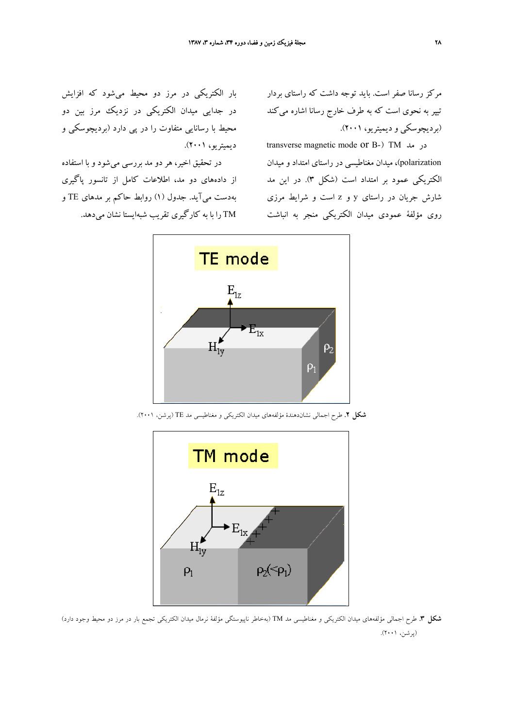مرکز رسانا صفر است. باید توجه داشت که راستای بردار تیپر به نحوی است که به طرف خارج رسانا اشاره می‌کند (بردیچوسکی و دیمیتریو، ۲۰۰۱).

در مد TM (transverse magnetic mode or B-polarization)، میدان مغناطیسی در راستای امتداد و میدان الکتریکی عمود بر امتداد است (شکل ۳). در این مد شارش جریان در راستای y و z است و شرایط مرزی روی مؤلفهٔ عمودی میدان الکتریکی منجر به انباشت بار الکتریکی در مرز دو محیط می‌شود که افزایش در جدایی میدان الکتریکی در نزدیک مرز بین دو محیط با رسانایی متفاوت را در پی دارد (بردیچوسکی و دیمیتریو، ۲۰۰۱).

در تحقیق اخیر، هر دو مد بررسی می‌شود و با استفاده از داده‌های دو مد، اطلاعات کامل از تانسور پاگیری به‌دست می‌آید. جدول (۱) روابط حاکم بر مدهای TE و TM را با به کارگیری تقریب شبه‌ایستا نشان می‌دهد.

TE mode

$E_{1z}$ $E_{1x}$ $H_{1y}$ $\rho_2$ $\rho_1$

**شکل ۲.** طرح اجمالی نشان‌دهندهٔ مؤلفه‌های میدان الکتریکی و مغناطیسی مد TE (پرشن، ۲۰۰۱).

TM mode

$E_{1z}$ $E_{1x}$ $H_{1y}$ $\rho_1$ $\rho_2(<\rho_1)$

**شکل ۳.** طرح اجمالی مؤلفه‌های میدان الکتریکی و مغناطیسی مد TM (به‌خاطر ناپیوستگی مؤلفهٔ نرمال میدان الکتریکی تجمع بار در مرز دو محیط وجود دارد) (پرشن، ۲۰۰۱).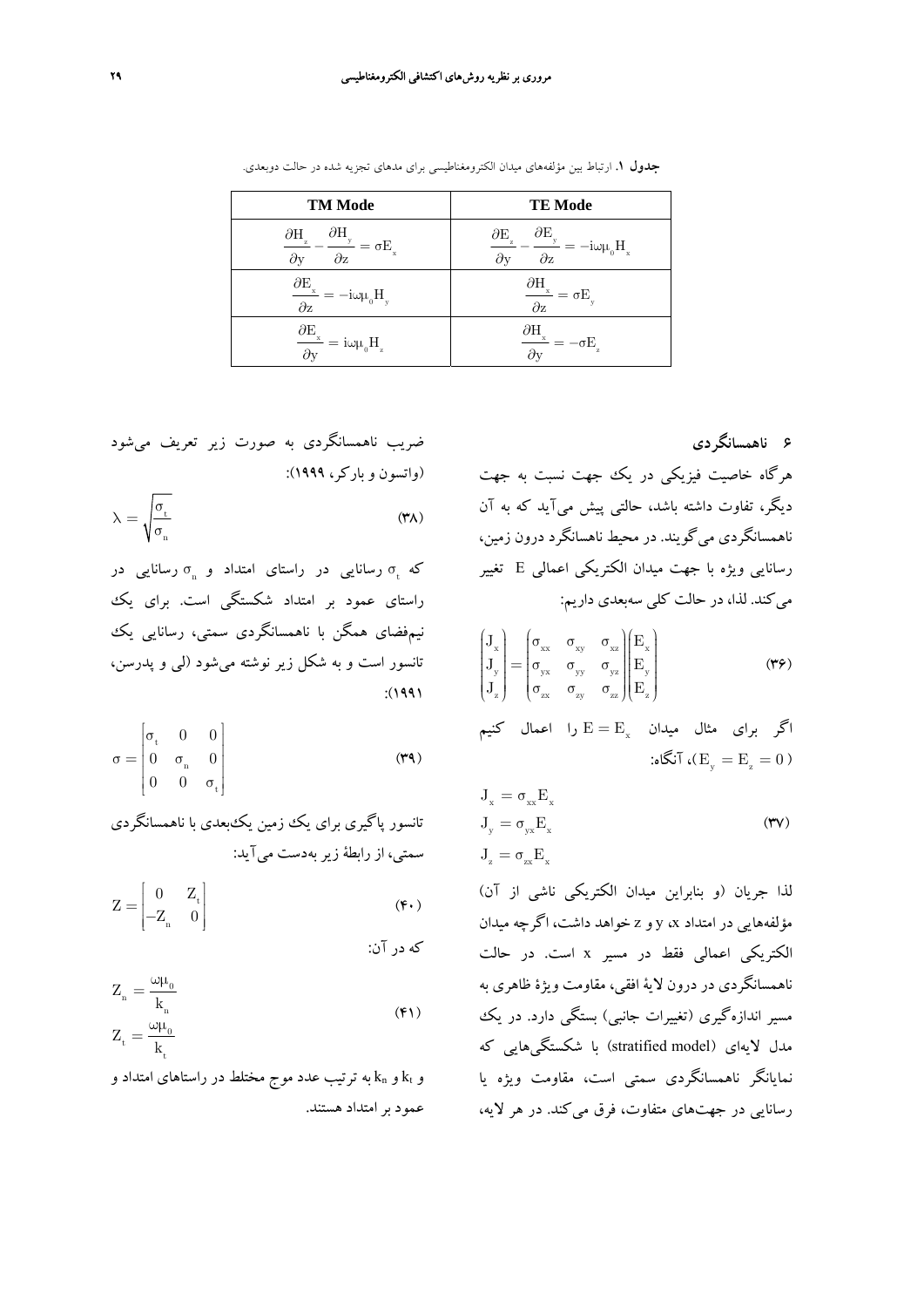**جدول ۱.** ارتباط بین مؤلفه‌های میدان الکترومغناطیسی برای مدهای تجزیه شده در حالت دوبعدی.

| TM Mode | TE Mode |
| --- | --- |
| $\frac{\partial H_z}{\partial y} - \frac{\partial H_y}{\partial z} = \sigma E_x$ | $\frac{\partial E_z}{\partial y} - \frac{\partial E_y}{\partial z} = -i\omega\mu_0 H_x$ |
| $\frac{\partial E_x}{\partial z} = -i\omega\mu_0 H_y$ | $\frac{\partial H_x}{\partial z} = \sigma E_y$ |
| $\frac{\partial E_x}{\partial y} = i\omega\mu_0 H_z$ | $\frac{\partial H_x}{\partial y} = -\sigma E_z$ |

## ۶ ناهمسانگردی

هرگاه خاصیت فیزیکی در یک جهت نسبت به جهت دیگر، تفاوت داشته باشد، حالتی پیش می‌آید که به آن ناهمسانگردی می‌گویند. در محیط ناهسانگرد درون زمین، رسانایی ویژه با جهت میدان الکتریکی اعمالی E تغییر می‌کند. لذا، در حالت کلی سه‌بعدی داریم:

$$\begin{pmatrix} J_x \\ J_y \\ J_z \end{pmatrix} = \begin{pmatrix} \sigma_{xx} & \sigma_{xy} & \sigma_{xz} \\ \sigma_{yx} & \sigma_{yy} & \sigma_{yz} \\ \sigma_{zx} & \sigma_{zy} & \sigma_{zz} \end{pmatrix} \begin{pmatrix} E_x \\ E_y \\ E_z \end{pmatrix} \tag{۳۶}$$

اگر برای مثال میدان $E = E_x$ را اعمال کنیم ($E_y = E_z = 0$)، آنگاه:

$$\begin{aligned} J_x &= \sigma_{xx} E_x \\ J_y &= \sigma_{yx} E_x \\ J_z &= \sigma_{zx} E_x \end{aligned} \tag{۳۷}$$

لذا جریان (و بنابراین میدان الکتریکی ناشی از آن) مؤلفه‌هایی در امتداد x، y و z خواهد داشت، اگرچه میدان الکتریکی اعمالی فقط در مسیر x است. در حالت ناهمسانگردی در درون لایهٔ افقی، مقاومت ویژهٔ ظاهری به مسیر اندازه‌گیری (تغییرات جانبی) بستگی دارد. در یک مدل لایه‌ای (stratified model) با شکستگی‌هایی که نمایانگر ناهمسانگردی سمتی است، مقاومت ویژه یا رسانایی در جهت‌های متفاوت، فرق می‌کند. در هر لایه، ضریب ناهمسانگردی به صورت زیر تعریف می‌شود (واتسون و بارکر، ۱۹۹۹):

$$\lambda = \sqrt{\frac{\sigma_t}{\sigma_n}} \tag{۳۸}$$

که $\sigma_t$ رسانایی در راستای امتداد و $\sigma_n$ رسانایی در راستای عمود بر امتداد شکستگی است. برای یک نیم‌فضای همگن با ناهمسانگردی سمتی، رسانایی یک تانسور است و به شکل زیر نوشته می‌شود (لی و پدرسن، ۱۹۹۱):

$$\sigma = \begin{bmatrix} \sigma_t & 0 & 0 \\ 0 & \sigma_n & 0 \\ 0 & 0 & \sigma_t \end{bmatrix} \tag{۳۹}$$

تانسور پاگیری برای یک زمین یک‌بعدی با ناهمسانگردی سمتی، از رابطهٔ زیر به‌دست می‌آید:

$$Z = \begin{bmatrix} 0 & Z_t \\ -Z_n & 0 \end{bmatrix} \tag{۴۰}$$

که در آن:

$$\begin{aligned} Z_n &= \frac{\omega\mu_0}{k_n} \\ Z_t &= \frac{\omega\mu_0}{k_t} \end{aligned} \tag{۴۱}$$

و $k_n$ و $k_t$ به ترتیب عدد موج مختلط در راستاهای امتداد و عمود بر امتداد هستند.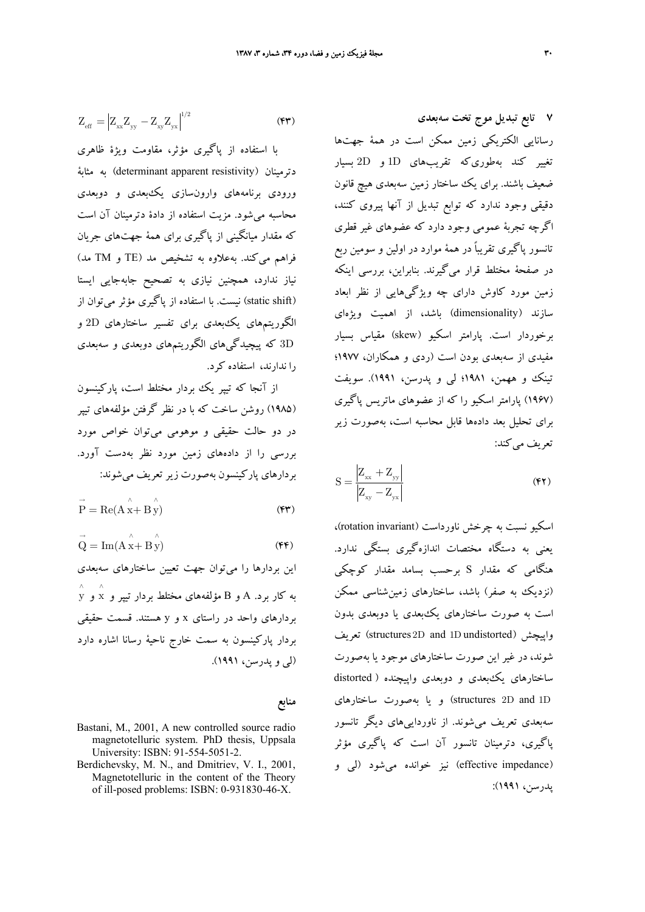## ۷ تابع تبدیل موج تخت سه‌بعدی

رسانایی الکتریکی زمین ممکن است در همهٔ جهت‌ها تغییر کند به‌طوری‌که تقریب‌های 1D و 2D بسیار ضعیف باشند. برای یک ساختار زمین سه‌بعدی هیچ قانون دقیقی وجود ندارد که توابع تبدیل از آنها پیروی کنند، اگرچه تجربهٔ عمومی وجود دارد که عضوهای غیر قطری تانسور پاگیری تقریباً در همهٔ موارد در اولین و سومین ربع در صفحهٔ مختلط قرار می‌گیرند. بنابراین، بررسی اینکه زمین مورد کاوش دارای چه ویژگی‌هایی از نظر ابعاد سازند (dimensionality) باشد، از اهمیت ویژه‌ای برخوردار است. پارامتر اسکیو (skew) مقیاس بسیار مفیدی از سه‌بعدی بودن است (ردی و همکاران، ۱۹۷۷؛ تینک و همهن، ۱۹۸۱؛ لی و پدرسن، ۱۹۹۱). سویفت (۱۹۶۷) پارامتر اسکیو را که از عضوهای ماتریس پاگیری برای تحلیل بعد داده‌ها قابل محاسبه است، به‌صورت زیر تعریف می‌کند:

$$S = \frac{\left|Z_{xx} + Z_{yy}\right|}{\left|Z_{xy} - Z_{yx}\right|} \qquad (۴۲)$$

اسکیو نسبت به چرخش ناورداست (rotation invariant)، یعنی به دستگاه مختصات اندازه‌گیری بستگی ندارد. هنگامی که مقدار S برحسب بسامد مقدار کوچکی (نزدیک به صفر) باشد، ساختارهای زمین‌شناسی ممکن است به صورت ساختارهای یک‌بعدی یا دوبعدی بدون واپیچش (structures 2D and 1D undistorted) تعریف شوند، در غیر این صورت ساختارهای موجود یا به‌صورت ساختارهای یک‌بعدی و دوبعدی واپیچنده ( distorted structures 2D and 1D) و یا به‌صورت ساختارهای سه‌بعدی تعریف می‌شوند. از ناوردایی‌های دیگر تانسور پاگیری، دترمینان تانسور آن است که پاگیری مؤثر (effective impedance) نیز خوانده می‌شود (لی و پدرسن، ۱۹۹۱):

$$Z_{eff} = \left|Z_{xx}Z_{yy} - Z_{xy}Z_{yx}\right|^{1/2} \qquad (۴۳)$$

با استفاده از پاگیری مؤثر، مقاومت ویژهٔ ظاهری دترمینان (determinant apparent resistivity) به مثابهٔ ورودی برنامه‌های وارون‌سازی یک‌بعدی و دوبعدی محاسبه می‌شود. مزیت استفاده از دادهٔ دترمینان آن است که مقدار میانگینی از پاگیری برای همهٔ جهت‌های جریان فراهم می‌کند. به‌علاوه به تشخیص مد (TE و TM مد) نیاز ندارد، همچنین نیازی به تصحیح جابه‌جایی ایستا (static shift) نیست. با استفاده از پاگیری مؤثر می‌توان از الگوریتم‌های یک‌بعدی برای تفسیر ساختارهای 2D و 3D که پیچیدگی‌های الگوریتم‌های دوبعدی و سه‌بعدی را ندارند، استفاده کرد.

از آنجا که تیپر یک بردار مختلط است، پارکینسون (۱۹۸۵) روشن ساخت که با در نظر گرفتن مؤلفه‌های تیپر در دو حالت حقیقی و موهومی می‌توان خواص مورد بررسی را از داده‌های زمین مورد نظر به‌دست آورد. بردارهای پارکینسون به‌صورت زیر تعریف می‌شوند:

$$\vec{P} = \mathrm{Re}(A\hat{x} + B\hat{y}) \qquad (۴۳)$$

$$\vec{Q} = \mathrm{Im}(A\hat{x} + B\hat{y}) \qquad (۴۴)$$

این بردارها را می‌توان جهت تعیین ساختارهای سه‌بعدی به کار برد. A و B مؤلفه‌های مختلط بردار تیپر و $\hat{x}$ و $\hat{y}$ بردارهای واحد در راستای x و y هستند. قسمت حقیقی بردار پارکینسون به سمت خارج ناحیهٔ رسانا اشاره دارد (لی و پدرسن، ۱۹۹۱).

## منابع

Bastani, M., 2001, A new controlled source radio magnetotelluric system. PhD thesis, Uppsala University: ISBN: 91-554-5051-2.

Berdichevsky, M. N., and Dmitriev, V. I., 2001, Magnetotelluric in the content of the Theory of ill-posed problems: ISBN: 0-931830-46-X.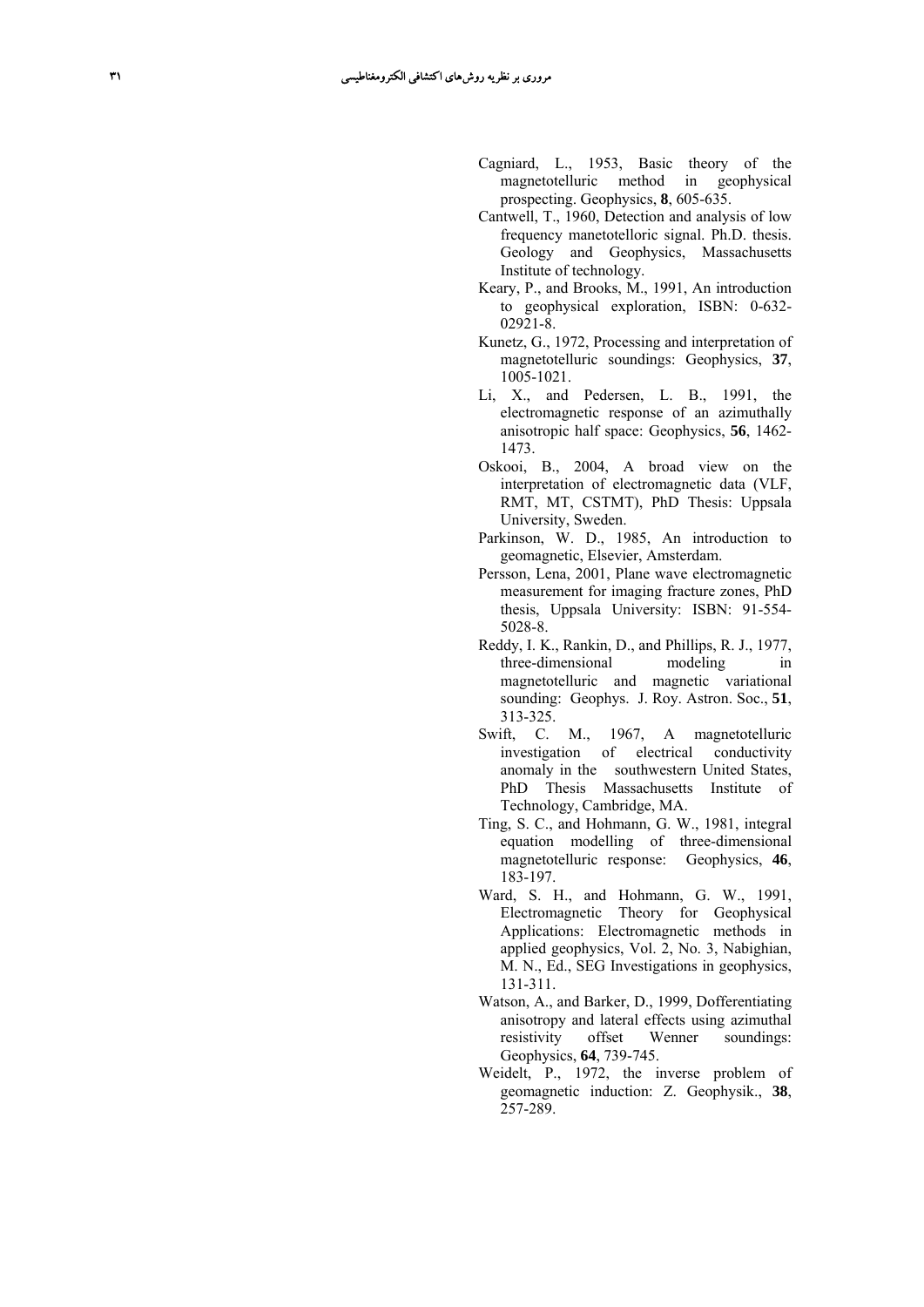Cagniard, L., 1953, Basic theory of the magnetotelluric method in geophysical prospecting. Geophysics, **8**, 605-635.

Cantwell, T., 1960, Detection and analysis of low frequency manetotelloric signal. Ph.D. thesis. Geology and Geophysics, Massachusetts Institute of technology.

Keary, P., and Brooks, M., 1991, An introduction to geophysical exploration, ISBN: 0-632-02921-8.

Kunetz, G., 1972, Processing and interpretation of magnetotelluric soundings: Geophysics, **37**, 1005-1021.

Li, X., and Pedersen, L. B., 1991, the electromagnetic response of an azimuthally anisotropic half space: Geophysics, **56**, 1462-1473.

Oskooi, B., 2004, A broad view on the interpretation of electromagnetic data (VLF, RMT, MT, CSTMT), PhD Thesis: Uppsala University, Sweden.

Parkinson, W. D., 1985, An introduction to geomagnetic, Elsevier, Amsterdam.

Persson, Lena, 2001, Plane wave electromagnetic measurement for imaging fracture zones, PhD thesis, Uppsala University: ISBN: 91-554-5028-8.

Reddy, I. K., Rankin, D., and Phillips, R. J., 1977, three-dimensional modeling in magnetotelluric and magnetic variational sounding: Geophys. J. Roy. Astron. Soc., **51**, 313-325.

Swift, C. M., 1967, A magnetotelluric investigation of electrical conductivity anomaly in the southwestern United States, PhD Thesis Massachusetts Institute of Technology, Cambridge, MA.

Ting, S. C., and Hohmann, G. W., 1981, integral equation modelling of three-dimensional magnetotelluric response: Geophysics, **46**, 183-197.

Ward, S. H., and Hohmann, G. W., 1991, Electromagnetic Theory for Geophysical Applications: Electromagnetic methods in applied geophysics, Vol. 2, No. 3, Nabighian, M. N., Ed., SEG Investigations in geophysics, 131-311.

Watson, A., and Barker, D., 1999, Dofferentiating anisotropy and lateral effects using azimuthal resistivity offset Wenner soundings: Geophysics, **64**, 739-745.

Weidelt, P., 1972, the inverse problem of geomagnetic induction: Z. Geophysik., **38**, 257-289.